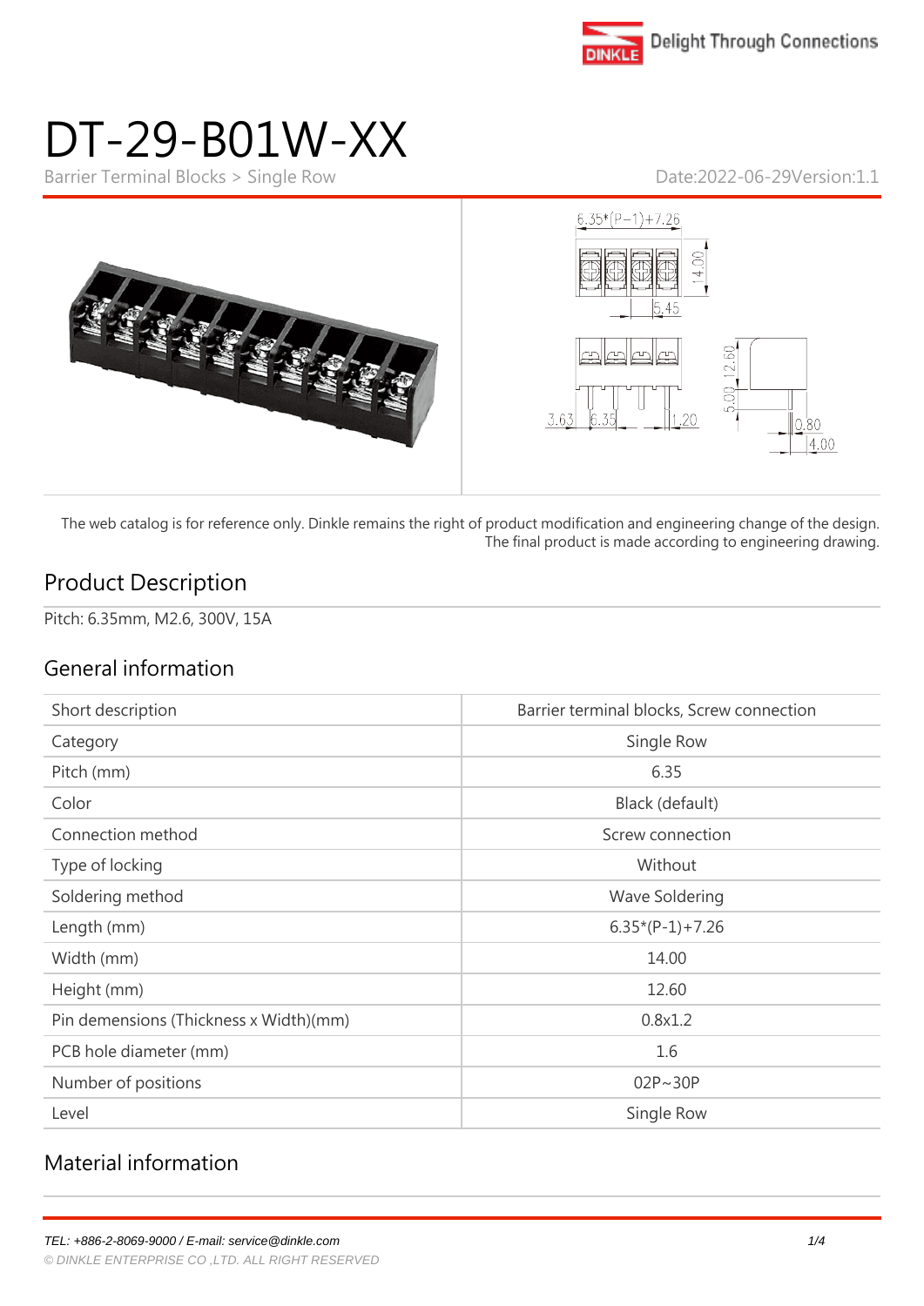# DT-29-B01W-XX

Barrier Terminal Blocks > Single Row

Date:2022-06-29Version:1.1

The web catalog is for reference only. Dinkle remains the right of product modification and engineering change of the design. The final product is made according to engineering drawing.

## Product Description

Pitch: 6.35mm, M2.6, 300V, 15A

## General information

| Short description | Barrier terminal blocks, Screw connection |
|---|---|
| Category | Single Row |
| Pitch (mm) | 6.35 |
| Color | Black (default) |
| Connection method | Screw connection |
| Type of locking | Without |
| Soldering method | Wave Soldering |
| Length (mm) | 6.35*(P-1)+7.26 |
| Width (mm) | 14.00 |
| Height (mm) | 12.60 |
| Pin demensions (Thickness x Width)(mm) | 0.8x1.2 |
| PCB hole diameter (mm) | 1.6 |
| Number of positions | 02P~30P |
| Level | Single Row |

## Material information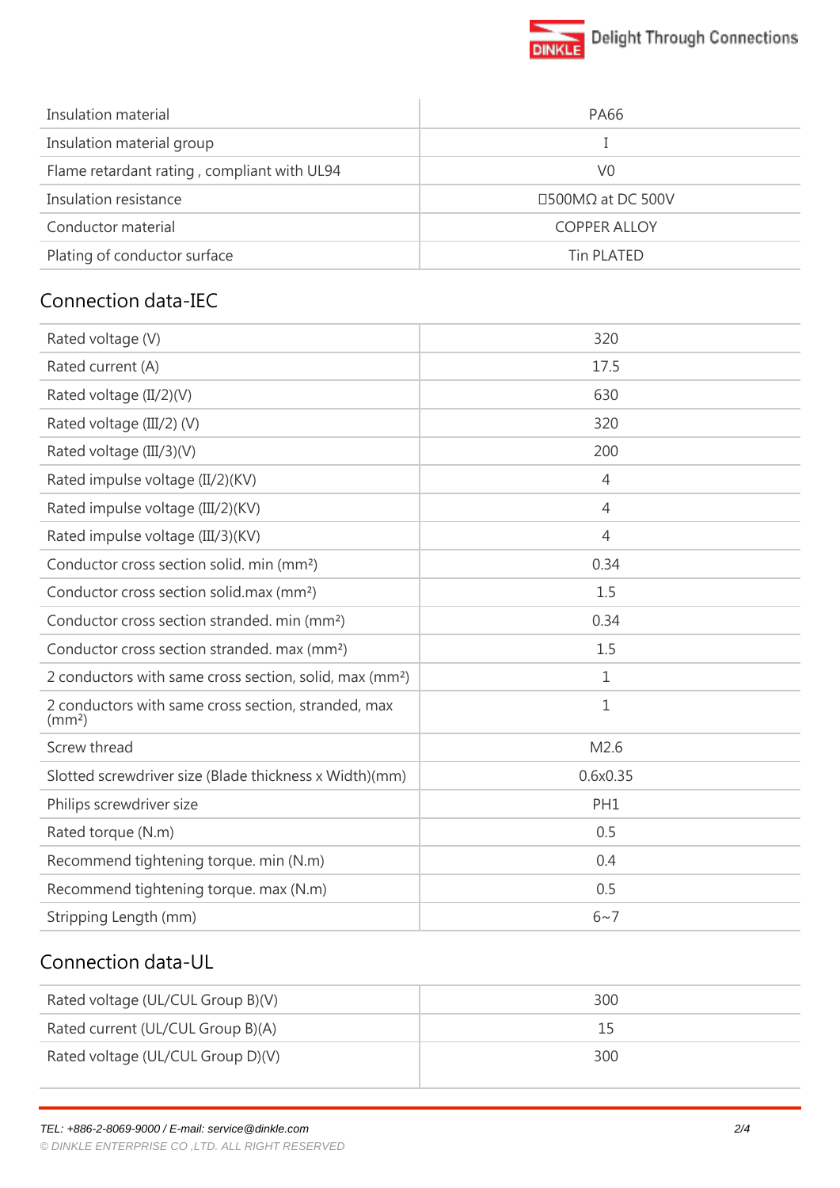| | |
|---|---|
| Insulation material | PA66 |
| Insulation material group | I |
| Flame retardant rating , compliant with UL94 | V0 |
| Insulation resistance | □500MΩ at DC 500V |
| Conductor material | COPPER ALLOY |
| Plating of conductor surface | Tin PLATED |

## Connection data-IEC

| | |
|---|---|
| Rated voltage (V) | 320 |
| Rated current (A) | 17.5 |
| Rated voltage (II/2)(V) | 630 |
| Rated voltage (III/2) (V) | 320 |
| Rated voltage (III/3)(V) | 200 |
| Rated impulse voltage (II/2)(KV) | 4 |
| Rated impulse voltage (III/2)(KV) | 4 |
| Rated impulse voltage (III/3)(KV) | 4 |
| Conductor cross section solid. min ($mm^2$) | 0.34 |
| Conductor cross section solid.max ($mm^2$) | 1.5 |
| Conductor cross section stranded. min ($mm^2$) | 0.34 |
| Conductor cross section stranded. max ($mm^2$) | 1.5 |
| 2 conductors with same cross section, solid, max ($mm^2$) | 1 |
| 2 conductors with same cross section, stranded, max ($mm^2$) | 1 |
| Screw thread | M2.6 |
| Slotted screwdriver size (Blade thickness x Width)(mm) | 0.6x0.35 |
| Philips screwdriver size | PH1 |
| Rated torque (N.m) | 0.5 |
| Recommend tightening torque. min (N.m) | 0.4 |
| Recommend tightening torque. max (N.m) | 0.5 |
| Stripping Length (mm) | 6~7 |

## Connection data-UL

| | |
|---|---|
| Rated voltage (UL/CUL Group B)(V) | 300 |
| Rated current (UL/CUL Group B)(A) | 15 |
| Rated voltage (UL/CUL Group D)(V) | 300 |

*TEL: +886-2-8069-9000 / E-mail: service@dinkle.com*

*© DINKLE ENTERPRISE CO ,LTD. ALL RIGHT RESERVED*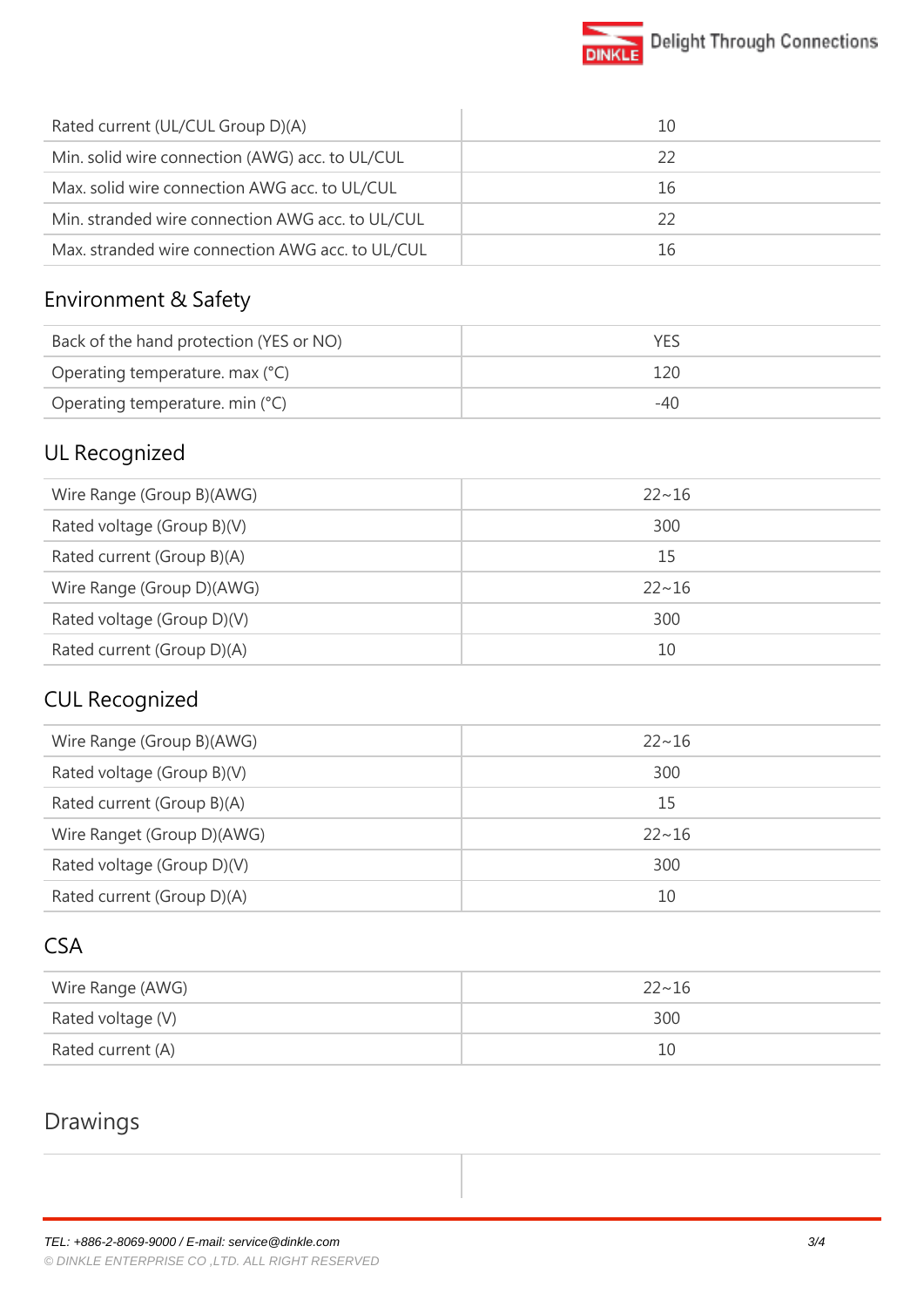| | |
|---|---|
| Rated current (UL/CUL Group D)(A) | 10 |
| Min. solid wire connection (AWG) acc. to UL/CUL | 22 |
| Max. solid wire connection AWG acc. to UL/CUL | 16 |
| Min. stranded wire connection AWG acc. to UL/CUL | 22 |
| Max. stranded wire connection AWG acc. to UL/CUL | 16 |

## Environment & Safety

| | |
|---|---|
| Back of the hand protection (YES or NO) | YES |
| Operating temperature. max (°C) | 120 |
| Operating temperature. min (°C) | -40 |

## UL Recognized

| | |
|---|---|
| Wire Range (Group B)(AWG) | 22~16 |
| Rated voltage (Group B)(V) | 300 |
| Rated current (Group B)(A) | 15 |
| Wire Range (Group D)(AWG) | 22~16 |
| Rated voltage (Group D)(V) | 300 |
| Rated current (Group D)(A) | 10 |

## CUL Recognized

| | |
|---|---|
| Wire Range (Group B)(AWG) | 22~16 |
| Rated voltage (Group B)(V) | 300 |
| Rated current (Group B)(A) | 15 |
| Wire Ranget (Group D)(AWG) | 22~16 |
| Rated voltage (Group D)(V) | 300 |
| Rated current (Group D)(A) | 10 |

## CSA

| | |
|---|---|
| Wire Range (AWG) | 22~16 |
| Rated voltage (V) | 300 |
| Rated current (A) | 10 |

## Drawings

*TEL: +886-2-8069-9000 / E-mail: service@dinkle.com*

*© DINKLE ENTERPRISE CO ,LTD. ALL RIGHT RESERVED*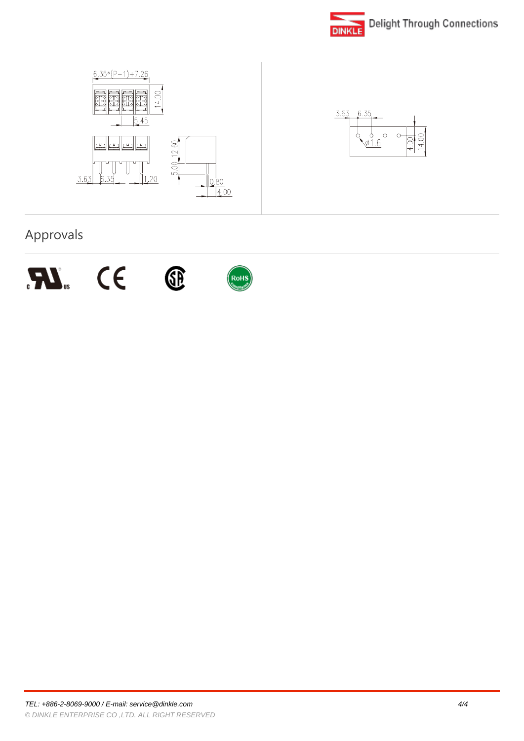6.35*(P−1)+7.26

14.00

5.45

12.60

5.00

3.63

6.35

1.20

0.80

4.00

3.63 6.35

ø1.6

4.00

14.00

## Approvals